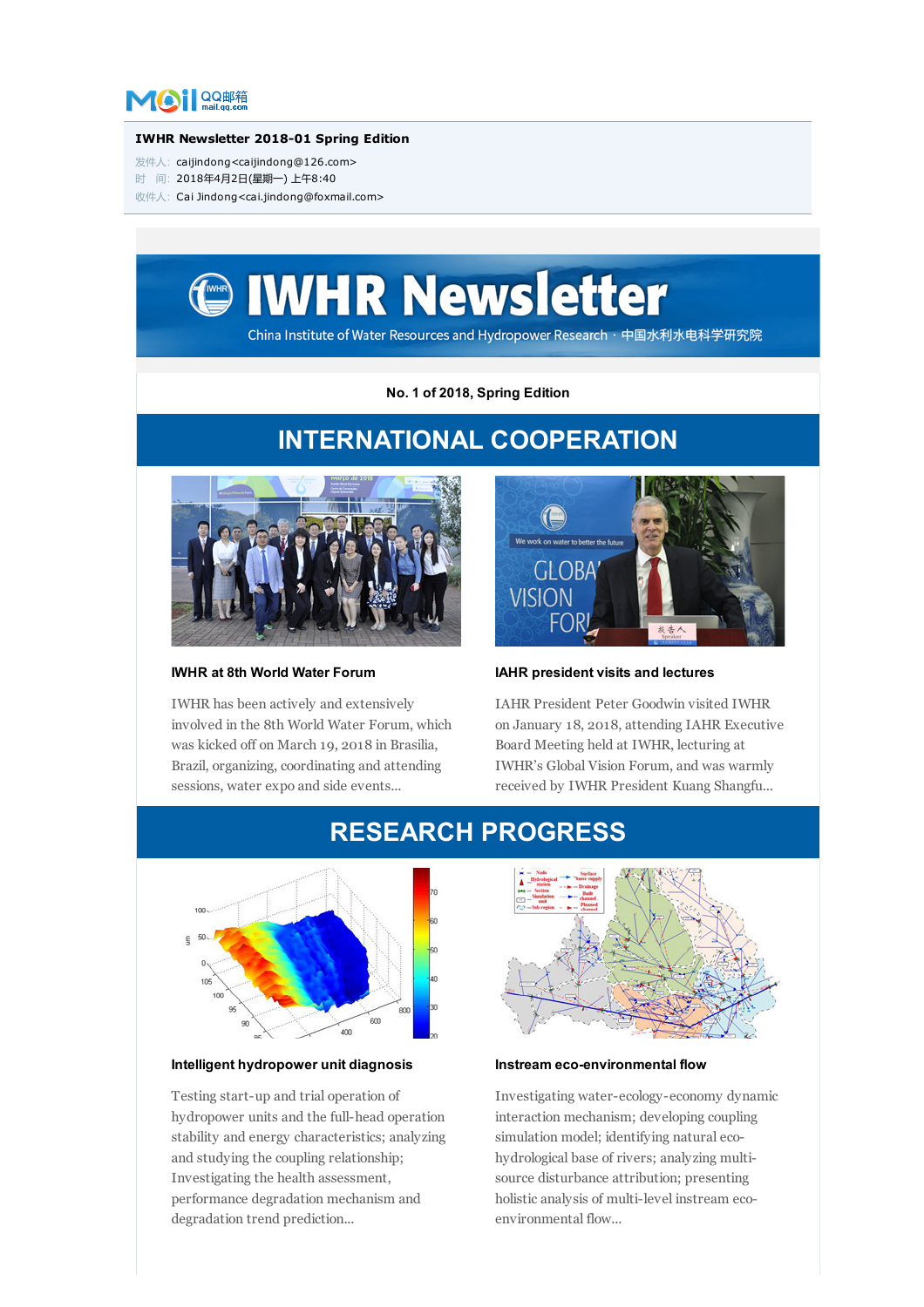QQ邮箱 mail.qq.com

**IWHR Newsletter 2018-01 Spring Edition**

发件人：caijindong<caijindong@126.com>
时　间：2018年4月2日(星期一) 上午8:40
收件人：Cai Jindong<cai.jindong@foxmail.com>

# IWHR Newsletter

China Institute of Water Resources and Hydropower Research · 中国水利水电科学研究院

**No. 1 of 2018, Spring Edition**

## INTERNATIONAL COOPERATION

### IWHR at 8th World Water Forum

IWHR has been actively and extensively involved in the 8th World Water Forum, which was kicked off on March 19, 2018 in Brasilia, Brazil, organizing, coordinating and attending sessions, water expo and side events...

### IAHR president visits and lectures

IAHR President Peter Goodwin visited IWHR on January 18, 2018, attending IAHR Executive Board Meeting held at IWHR, lecturing at IWHR's Global Vision Forum, and was warmly received by IWHR President Kuang Shangfu...

## RESEARCH PROGRESS

### Intelligent hydropower unit diagnosis

Testing start-up and trial operation of hydropower units and the full-head operation stability and energy characteristics; analyzing and studying the coupling relationship; Investigating the health assessment, performance degradation mechanism and degradation trend prediction...

### Instream eco-environmental flow

Investigating water-ecology-economy dynamic interaction mechanism; developing coupling simulation model; identifying natural eco-hydrological base of rivers; analyzing multi-source disturbance attribution; presenting holistic analysis of multi-level instream eco-environmental flow...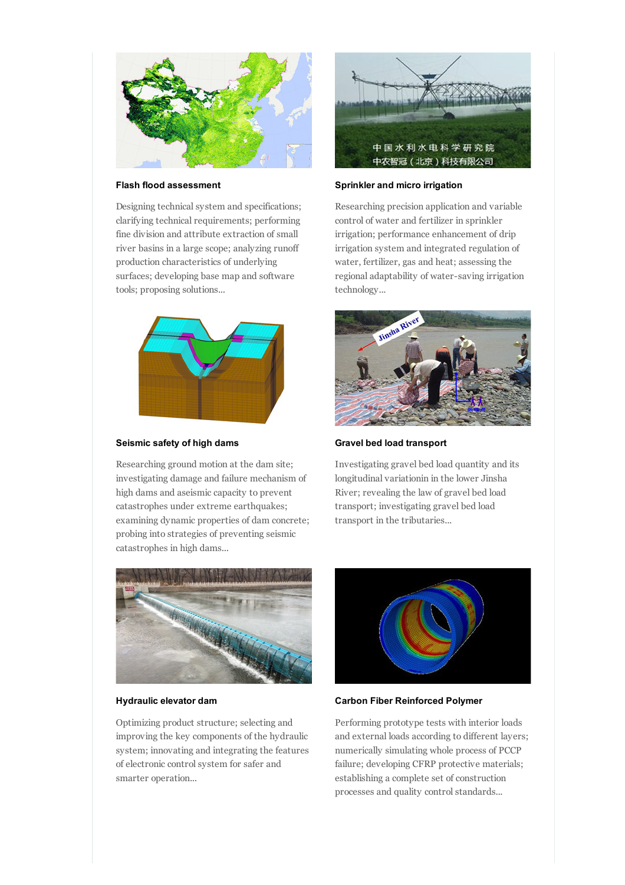### Flash flood assessment

Designing technical system and specifications; clarifying technical requirements; performing fine division and attribute extraction of small river basins in a large scope; analyzing runoff production characteristics of underlying surfaces; developing base map and software tools; proposing solutions...

### Sprinkler and micro irrigation

Researching precision application and variable control of water and fertilizer in sprinkler irrigation; performance enhancement of drip irrigation system and integrated regulation of water, fertilizer, gas and heat; assessing the regional adaptability of water-saving irrigation technology...

### Seismic safety of high dams

Researching ground motion at the dam site; investigating damage and failure mechanism of high dams and aseismic capacity to prevent catastrophes under extreme earthquakes; examining dynamic properties of dam concrete; probing into strategies of preventing seismic catastrophes in high dams...

### Gravel bed load transport

Investigating gravel bed load quantity and its longitudinal variationin in the lower Jinsha River; revealing the law of gravel bed load transport; investigating gravel bed load transport in the tributaries...

### Hydraulic elevator dam

Optimizing product structure; selecting and improving the key components of the hydraulic system; innovating and integrating the features of electronic control system for safer and smarter operation...

### Carbon Fiber Reinforced Polymer

Performing prototype tests with interior loads and external loads according to different layers; numerically simulating whole process of PCCP failure; developing CFRP protective materials; establishing a complete set of construction processes and quality control standards...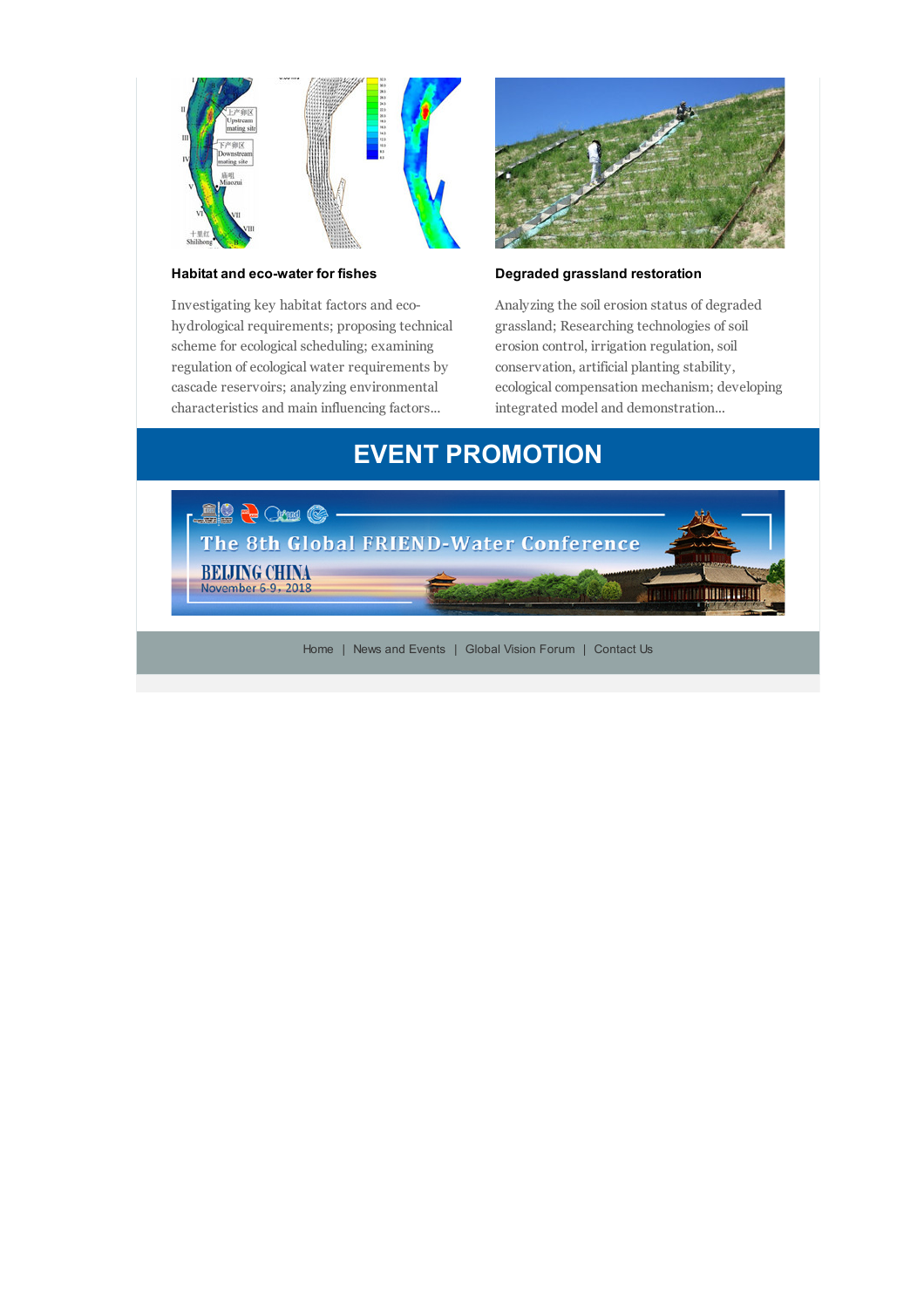### Habitat and eco-water for fishes

Investigating key habitat factors and eco-hydrological requirements; proposing technical scheme for ecological scheduling; examining regulation of ecological water requirements by cascade reservoirs; analyzing environmental characteristics and main influencing factors...

### Degraded grassland restoration

Analyzing the soil erosion status of degraded grassland; Researching technologies of soil erosion control, irrigation regulation, soil conservation, artificial planting stability, ecological compensation mechanism; developing integrated model and demonstration...

## EVENT PROMOTION

The 8th Global FRIEND-Water Conference

BEIJING CHINA

November 6-9, 2018

Home | News and Events | Global Vision Forum | Contact Us